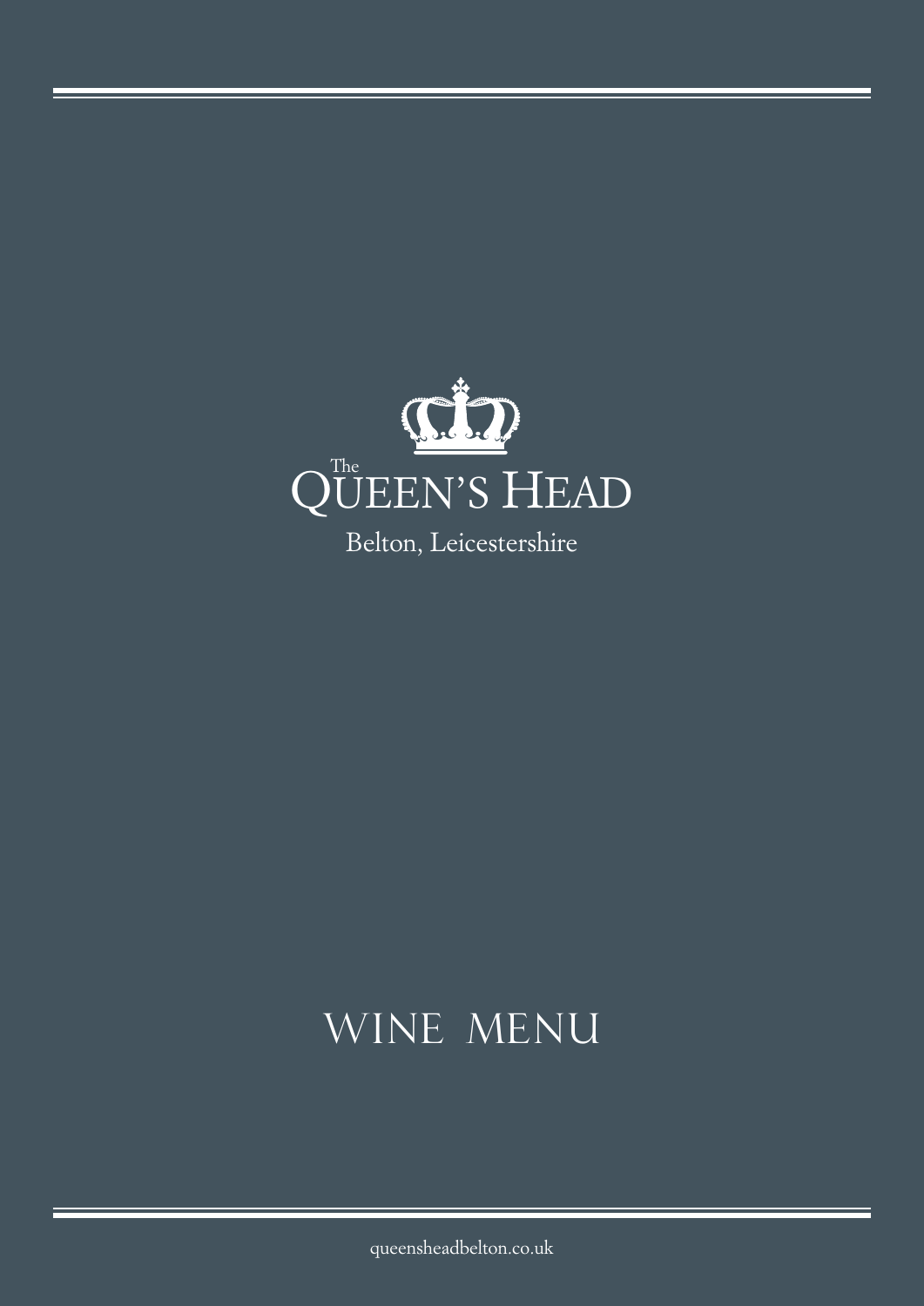# The QUEEN'S HEAD

Belton, Leicestershire

## WINE MENU

queensheadbelton.co.uk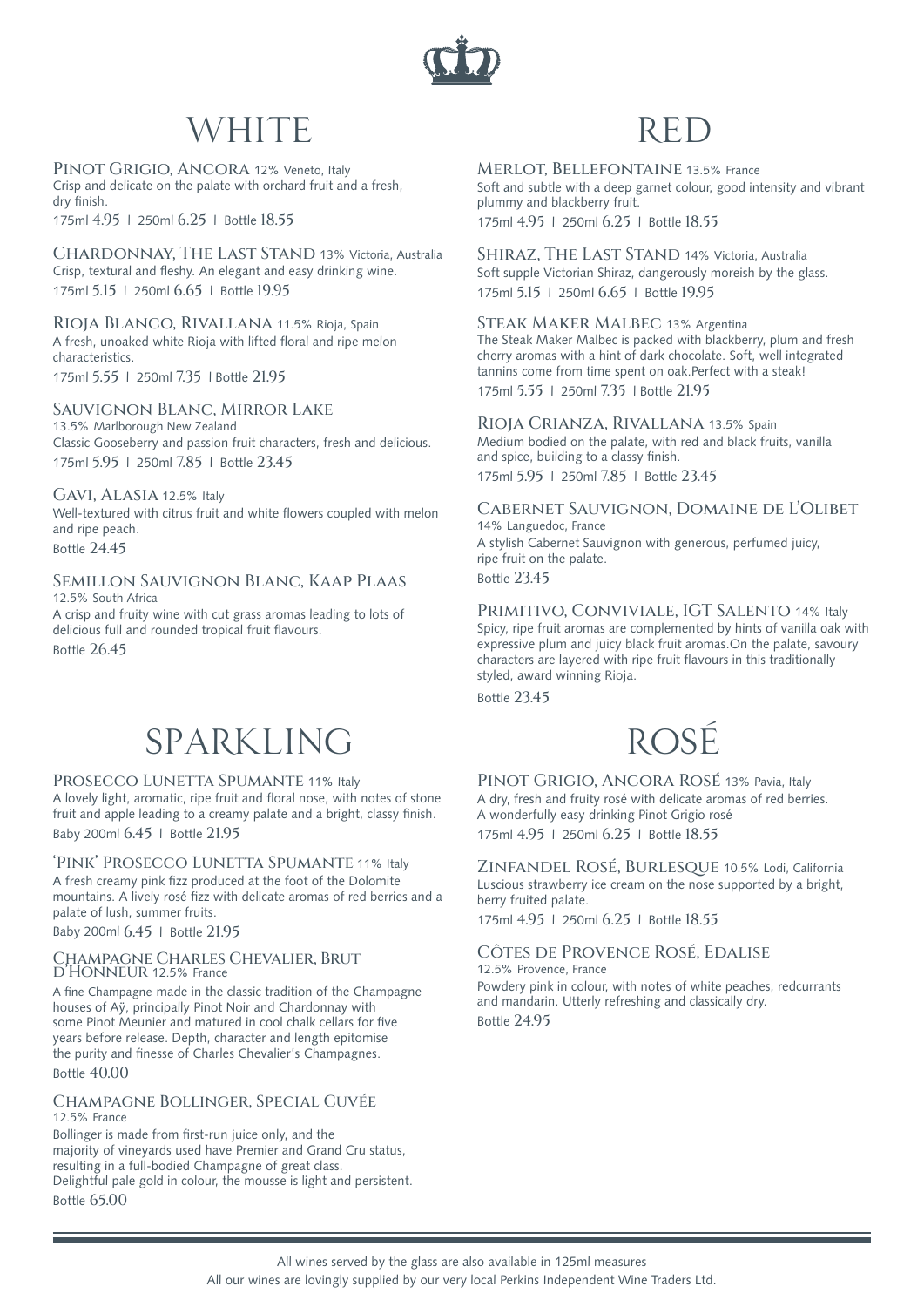# WHITE

### Pinot Grigio, Ancora 12% Veneto, Italy

Crisp and delicate on the palate with orchard fruit and a fresh, dry finish.

175ml 4.95 | 250ml 6.25 | Bottle 18.55

### Chardonnay, The Last Stand 13% Victoria, Australia

Crisp, textural and fleshy. An elegant and easy drinking wine.

175ml 5.15 | 250ml 6.65 | Bottle 19.95

### Rioja Blanco, Rivallana 11.5% Rioja, Spain

A fresh, unoaked white Rioja with lifted floral and ripe melon characteristics.

175ml 5.55 | 250ml 7.35 | Bottle 21.95

### Sauvignon Blanc, Mirror Lake

13.5% Marlborough New Zealand

Classic Gooseberry and passion fruit characters, fresh and delicious.

175ml 5.95 | 250ml 7.85 | Bottle 23.45

### Gavi, Alasia 12.5% Italy

Well-textured with citrus fruit and white flowers coupled with melon and ripe peach.

Bottle 24.45

### Semillon Sauvignon Blanc, Kaap Plaas

12.5% South Africa

A crisp and fruity wine with cut grass aromas leading to lots of delicious full and rounded tropical fruit flavours.

Bottle 26.45

# RED

### Merlot, Bellefontaine 13.5% France

Soft and subtle with a deep garnet colour, good intensity and vibrant plummy and blackberry fruit.

175ml 4.95 | 250ml 6.25 | Bottle 18.55

### Shiraz, The Last Stand 14% Victoria, Australia

Soft supple Victorian Shiraz, dangerously moreish by the glass.

175ml 5.15 | 250ml 6.65 | Bottle 19.95

### Steak Maker Malbec 13% Argentina

The Steak Maker Malbec is packed with blackberry, plum and fresh cherry aromas with a hint of dark chocolate. Soft, well integrated tannins come from time spent on oak.Perfect with a steak!

175ml 5.55 | 250ml 7.35 | Bottle 21.95

### Rioja Crianza, Rivallana 13.5% Spain

Medium bodied on the palate, with red and black fruits, vanilla and spice, building to a classy finish.

175ml 5.95 | 250ml 7.85 | Bottle 23.45

### Cabernet Sauvignon, Domaine de L'Olibet

14% Languedoc, France

A stylish Cabernet Sauvignon with generous, perfumed juicy, ripe fruit on the palate.

Bottle 23.45

### Primitivo, Conviviale, IGT Salento 14% Italy

Spicy, ripe fruit aromas are complemented by hints of vanilla oak with expressive plum and juicy black fruit aromas.On the palate, savoury characters are layered with ripe fruit flavours in this traditionally styled, award winning Rioja.

Bottle 23.45

# SPARKLING

### Prosecco Lunetta Spumante 11% Italy

A lovely light, aromatic, ripe fruit and floral nose, with notes of stone fruit and apple leading to a creamy palate and a bright, classy finish.

Baby 200ml 6.45 | Bottle 21.95

### 'Pink' Prosecco Lunetta Spumante 11% Italy

A fresh creamy pink fizz produced at the foot of the Dolomite mountains. A lively rosé fizz with delicate aromas of red berries and a palate of lush, summer fruits.

Baby 200ml 6.45 | Bottle 21.95

### Champagne Charles Chevalier, Brut D'Honneur 12.5% France

A fine Champagne made in the classic tradition of the Champagne houses of Aÿ, principally Pinot Noir and Chardonnay with some Pinot Meunier and matured in cool chalk cellars for five years before release. Depth, character and length epitomise the purity and finesse of Charles Chevalier's Champagnes.

Bottle 40.00

### Champagne Bollinger, Special Cuvée

12.5% France

Bollinger is made from first-run juice only, and the majority of vineyards used have Premier and Grand Cru status, resulting in a full-bodied Champagne of great class. Delightful pale gold in colour, the mousse is light and persistent.

Bottle 65.00

# ROSÉ

### Pinot Grigio, Ancora Rosé 13% Pavia, Italy

A dry, fresh and fruity rosé with delicate aromas of red berries. A wonderfully easy drinking Pinot Grigio rosé

175ml 4.95 | 250ml 6.25 | Bottle 18.55

### Zinfandel Rosé, Burlesque 10.5% Lodi, California

Luscious strawberry ice cream on the nose supported by a bright, berry fruited palate.

175ml 4.95 | 250ml 6.25 | Bottle 18.55

### Côtes de Provence Rosé, Edalise

12.5% Provence, France

Powdery pink in colour, with notes of white peaches, redcurrants and mandarin. Utterly refreshing and classically dry.

Bottle 24.95

---

All wines served by the glass are also available in 125ml measures

All our wines are lovingly supplied by our very local Perkins Independent Wine Traders Ltd.